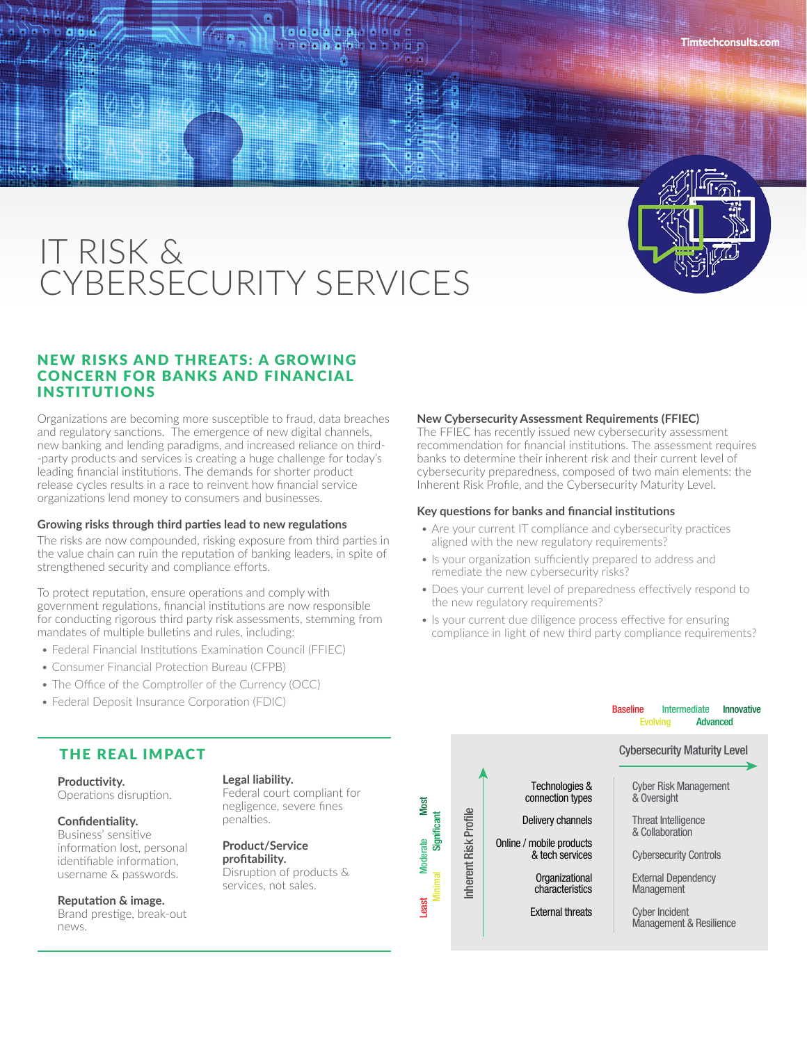# IT RISK & CYBERSECURITY SERVICES

## NEW RISKS AND THREATS: A GROWING CONCERN FOR BANKS AND FINANCIAL INSTITUTIONS

Organizations are becoming more susceptible to fraud, data breaches and regulatory sanctions. The emergence of new digital channels, new banking and lending paradigms, and increased reliance on third--party products and services is creating a huge challenge for today's leading financial institutions. The demands for shorter product release cycles results in a race to reinvent how financial service organizations lend money to consumers and businesses.

### Growing risks through third parties lead to new regulations

The risks are now compounded, risking exposure from third parties in the value chain can ruin the reputation of banking leaders, in spite of strengthened security and compliance efforts.

To protect reputation, ensure operations and comply with government regulations, financial institutions are now responsible for conducting rigorous third party risk assessments, stemming from mandates of multiple bulletins and rules, including:

- Federal Financial Institutions Examination Council (FFIEC)
- Consumer Financial Protection Bureau (CFPB)
- The Office of the Comptroller of the Currency (OCC)
- Federal Deposit Insurance Corporation (FDIC)

### New Cybersecurity Assessment Requirements (FFIEC)

The FFIEC has recently issued new cybersecurity assessment recommendation for financial institutions. The assessment requires banks to determine their inherent risk and their current level of cybersecurity preparedness, composed of two main elements: the Inherent Risk Profile, and the Cybersecurity Maturity Level.

### Key questions for banks and financial institutions

- Are your current IT compliance and cybersecurity practices aligned with the new regulatory requirements?
- Is your organization sufficiently prepared to address and remediate the new cybersecurity risks?
- Does your current level of preparedness effectively respond to the new regulatory requirements?
- Is your current due diligence process effective for ensuring compliance in light of new third party compliance requirements?

## THE REAL IMPACT

**Productivity.**
Operations disruption.

**Confidentiality.**
Business' sensitive information lost, personal identifiable information, username & passwords.

**Reputation & image.**
Brand prestige, break-out news.

**Legal liability.**
Federal court compliant for negligence, severe fines penalties.

**Product/Service profitability.**
Disruption of products & services, not sales.

Baseline · Evolving · Intermediate · Advanced · Innovative

| Inherent Risk Profile (Least · Minimal · Moderate · Significant · Most) | Cybersecurity Maturity Level |
| --- | --- |
| Technologies & connection types | Cyber Risk Management & Oversight |
| Delivery channels | Threat Intelligence & Collaboration |
| Online / mobile products & tech services | Cybersecurity Controls |
| Organizational characteristics | External Dependency Management |
| External threats | Cyber Incident Management & Resilience |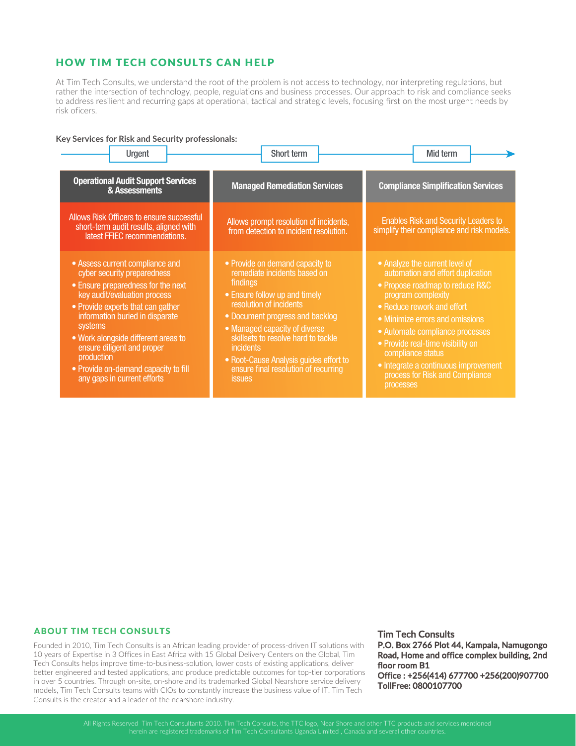## HOW TIM TECH CONSULTS CAN HELP

At Tim Tech Consults, we understand the root of the problem is not access to technology, nor interpreting regulations, but rather the intersection of technology, people, regulations and business processes. Our approach to risk and compliance seeks to address resilient and recurring gaps at operational, tactical and strategic levels, focusing first on the most urgent needs by risk oficers.

**Key Services for Risk and Security professionals:**

| Urgent | Short term | Mid term |
|---|---|---|
| **Operational Audit Support Services & Assessments** | **Managed Remediation Services** | **Compliance Simplification Services** |
| Allows Risk Officers to ensure successful short-term audit results, aligned with latest FFIEC recommendations. | Allows prompt resolution of incidents, from detection to incident resolution. | Enables Risk and Security Leaders to simplify their compliance and risk models. |
| • Assess current compliance and cyber security preparedness<br>• Ensure preparedness for the next key audit/evaluation process<br>• Provide experts that can gather information buried in disparate systems<br>• Work alongside different areas to ensure diligent and proper production<br>• Provide on-demand capacity to fill any gaps in current efforts | • Provide on demand capacity to remediate incidents based on findings<br>• Ensure follow up and timely resolution of incidents<br>• Document progress and backlog<br>• Managed capacity of diverse skillsets to resolve hard to tackle incidents<br>• Root-Cause Analysis guides effort to ensure final resolution of recurring issues | • Analyze the current level of automation and effort duplication<br>• Propose roadmap to reduce R&C program complexity<br>• Reduce rework and effort<br>• Minimize errors and omissions<br>• Automate compliance processes<br>• Provide real-time visibility on compliance status<br>• Integrate a continuous improvement process for Risk and Compliance processes |

## ABOUT TIM TECH CONSULTS

Founded in 2010, Tim Tech Consults is an African leading provider of process-driven IT solutions with 10 years of Expertise in 3 Offices in East Africa with 15 Global Delivery Centers on the Global, Tim Tech Consults helps improve time-to-business-solution, lower costs of existing applications, deliver better engineered and tested applications, and produce predictable outcomes for top-tier corporations in over 5 countries. Through on-site, on-shore and its trademarked Global Nearshore service delivery models, Tim Tech Consults teams with CIOs to constantly increase the business value of IT. Tim Tech Consults is the creator and a leader of the nearshore industry.

**Tim Tech Consults**
**P.O. Box 2766 Plot 44, Kampala, Namugongo Road, Home and office complex building, 2nd floor room B1**
**Office : +256(414) 677700 +256(200)907700**
**TollFree: 0800107700**

All Rights Reserved Tim Tech Consultants 2010. Tim Tech Consults, the TTC logo, Near Shore and other TTC products and services mentioned herein are registered trademarks of Tim Tech Consultants Uganda Limited , Canada and several other countries.